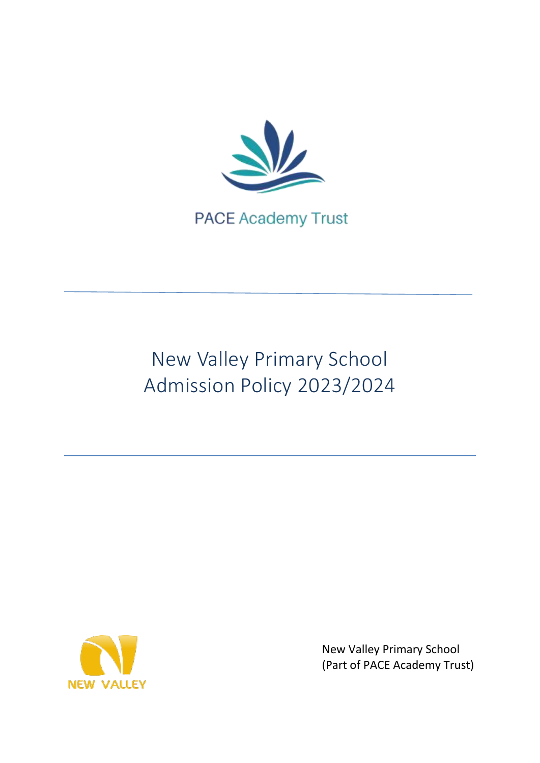PACE Academy Trust

# New Valley Primary School Admission Policy 2023/2024

NEW VALLEY

New Valley Primary School
(Part of PACE Academy Trust)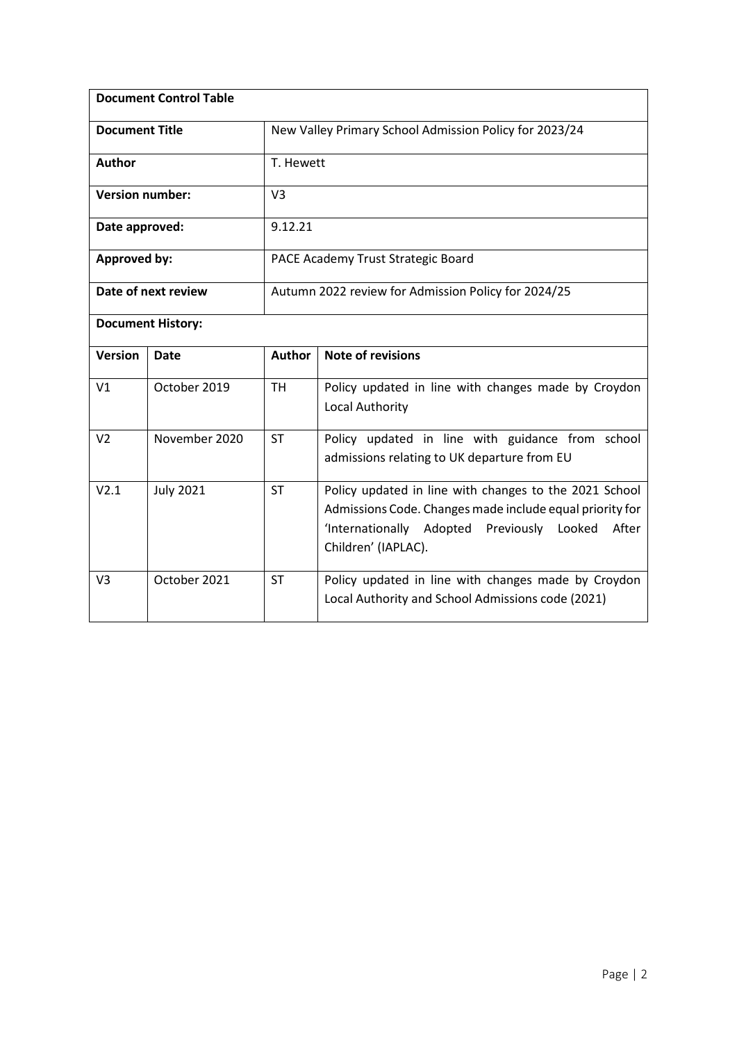| **Document Control Table** | | | |
|---|---|---|---|
| **Document Title** | | New Valley Primary School Admission Policy for 2023/24 | |
| **Author** | | T. Hewett | |
| **Version number:** | | V3 | |
| **Date approved:** | | 9.12.21 | |
| **Approved by:** | | PACE Academy Trust Strategic Board | |
| **Date of next review** | | Autumn 2022 review for Admission Policy for 2024/25 | |

**Document History:**

| **Version** | **Date** | **Author** | **Note of revisions** |
|---|---|---|---|
| V1 | October 2019 | TH | Policy updated in line with changes made by Croydon Local Authority |
| V2 | November 2020 | ST | Policy updated in line with guidance from school admissions relating to UK departure from EU |
| V2.1 | July 2021 | ST | Policy updated in line with changes to the 2021 School Admissions Code. Changes made include equal priority for 'Internationally Adopted Previously Looked After Children' (IAPLAC). |
| V3 | October 2021 | ST | Policy updated in line with changes made by Croydon Local Authority and School Admissions code (2021) |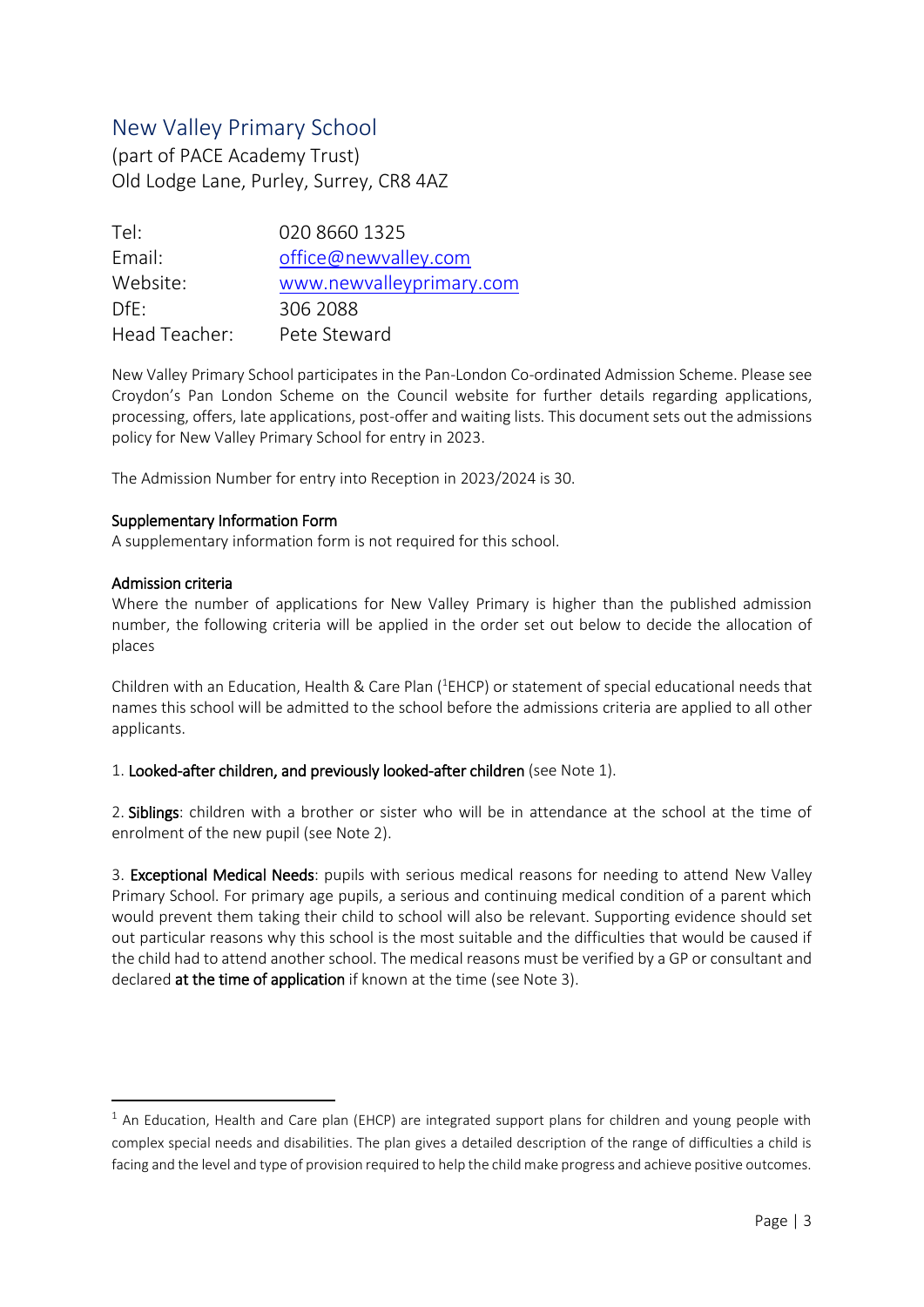# New Valley Primary School

(part of PACE Academy Trust)
Old Lodge Lane, Purley, Surrey, CR8 4AZ

| | |
|---|---|
| Tel: | 020 8660 1325 |
| Email: | office@newvalley.com |
| Website: | www.newvalleyprimary.com |
| DfE: | 306 2088 |
| Head Teacher: | Pete Steward |

New Valley Primary School participates in the Pan-London Co-ordinated Admission Scheme. Please see Croydon's Pan London Scheme on the Council website for further details regarding applications, processing, offers, late applications, post-offer and waiting lists. This document sets out the admissions policy for New Valley Primary School for entry in 2023.

The Admission Number for entry into Reception in 2023/2024 is 30.

**Supplementary Information Form**

A supplementary information form is not required for this school.

**Admission criteria**

Where the number of applications for New Valley Primary is higher than the published admission number, the following criteria will be applied in the order set out below to decide the allocation of places

Children with an Education, Health & Care Plan ([1]EHCP) or statement of special educational needs that names this school will be admitted to the school before the admissions criteria are applied to all other applicants.

1. **Looked-after children, and previously looked-after children** (see Note 1).

2. **Siblings**: children with a brother or sister who will be in attendance at the school at the time of enrolment of the new pupil (see Note 2).

3. **Exceptional Medical Needs**: pupils with serious medical reasons for needing to attend New Valley Primary School. For primary age pupils, a serious and continuing medical condition of a parent which would prevent them taking their child to school will also be relevant. Supporting evidence should set out particular reasons why this school is the most suitable and the difficulties that would be caused if the child had to attend another school. The medical reasons must be verified by a GP or consultant and declared **at the time of application** if known at the time (see Note 3).

---

[1] An Education, Health and Care plan (EHCP) are integrated support plans for children and young people with complex special needs and disabilities. The plan gives a detailed description of the range of difficulties a child is facing and the level and type of provision required to help the child make progress and achieve positive outcomes.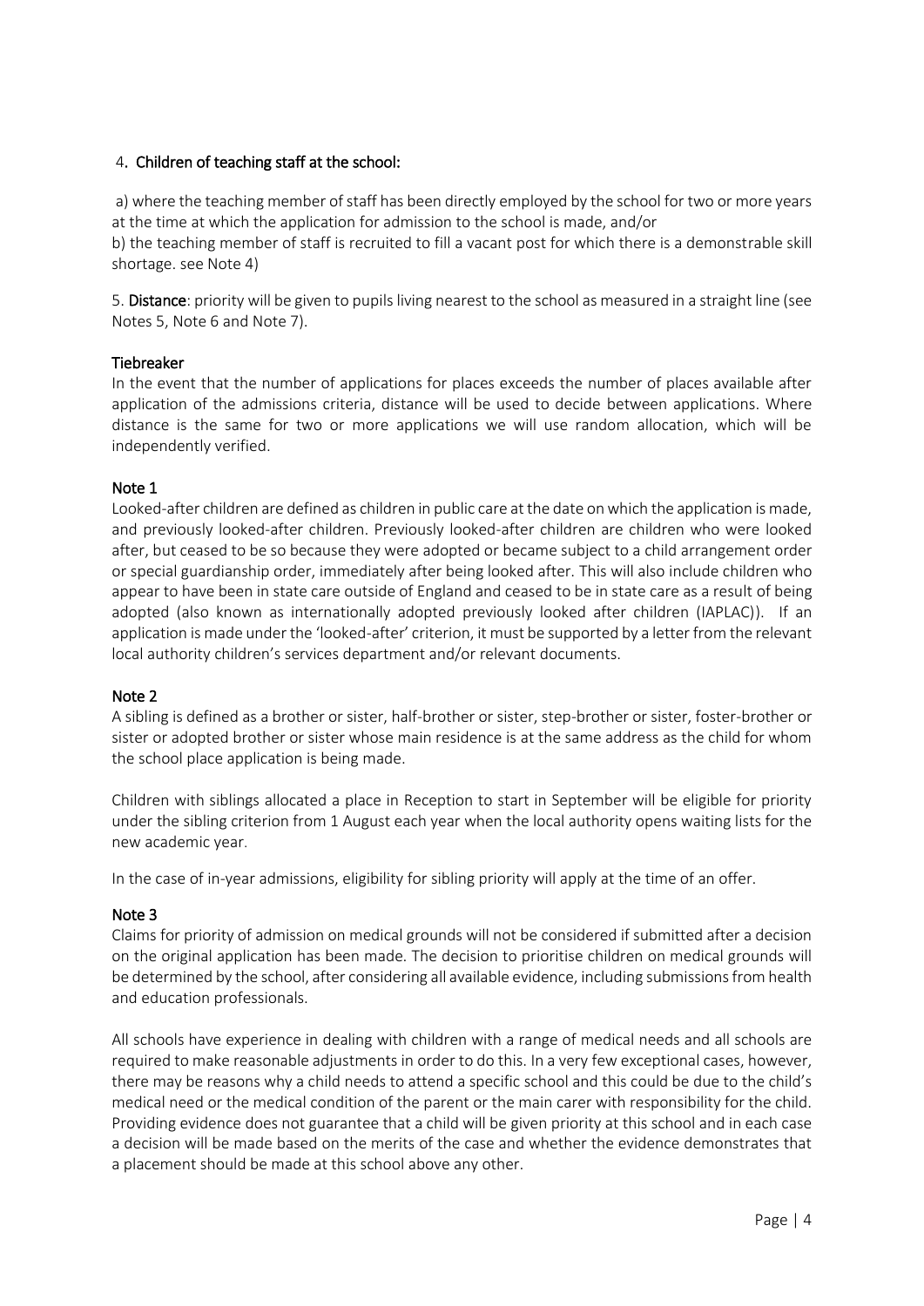4. **Children of teaching staff at the school:**

a) where the teaching member of staff has been directly employed by the school for two or more years at the time at which the application for admission to the school is made, and/or
b) the teaching member of staff is recruited to fill a vacant post for which there is a demonstrable skill shortage. see Note 4)

5. **Distance**: priority will be given to pupils living nearest to the school as measured in a straight line (see Notes 5, Note 6 and Note 7).

**Tiebreaker**

In the event that the number of applications for places exceeds the number of places available after application of the admissions criteria, distance will be used to decide between applications. Where distance is the same for two or more applications we will use random allocation, which will be independently verified.

**Note 1**

Looked-after children are defined as children in public care at the date on which the application is made, and previously looked-after children. Previously looked-after children are children who were looked after, but ceased to be so because they were adopted or became subject to a child arrangement order or special guardianship order, immediately after being looked after. This will also include children who appear to have been in state care outside of England and ceased to be in state care as a result of being adopted (also known as internationally adopted previously looked after children (IAPLAC)). If an application is made under the 'looked-after' criterion, it must be supported by a letter from the relevant local authority children's services department and/or relevant documents.

**Note 2**

A sibling is defined as a brother or sister, half-brother or sister, step-brother or sister, foster-brother or sister or adopted brother or sister whose main residence is at the same address as the child for whom the school place application is being made.

Children with siblings allocated a place in Reception to start in September will be eligible for priority under the sibling criterion from 1 August each year when the local authority opens waiting lists for the new academic year.

In the case of in-year admissions, eligibility for sibling priority will apply at the time of an offer.

**Note 3**

Claims for priority of admission on medical grounds will not be considered if submitted after a decision on the original application has been made. The decision to prioritise children on medical grounds will be determined by the school, after considering all available evidence, including submissions from health and education professionals.

All schools have experience in dealing with children with a range of medical needs and all schools are required to make reasonable adjustments in order to do this. In a very few exceptional cases, however, there may be reasons why a child needs to attend a specific school and this could be due to the child's medical need or the medical condition of the parent or the main carer with responsibility for the child. Providing evidence does not guarantee that a child will be given priority at this school and in each case a decision will be made based on the merits of the case and whether the evidence demonstrates that a placement should be made at this school above any other.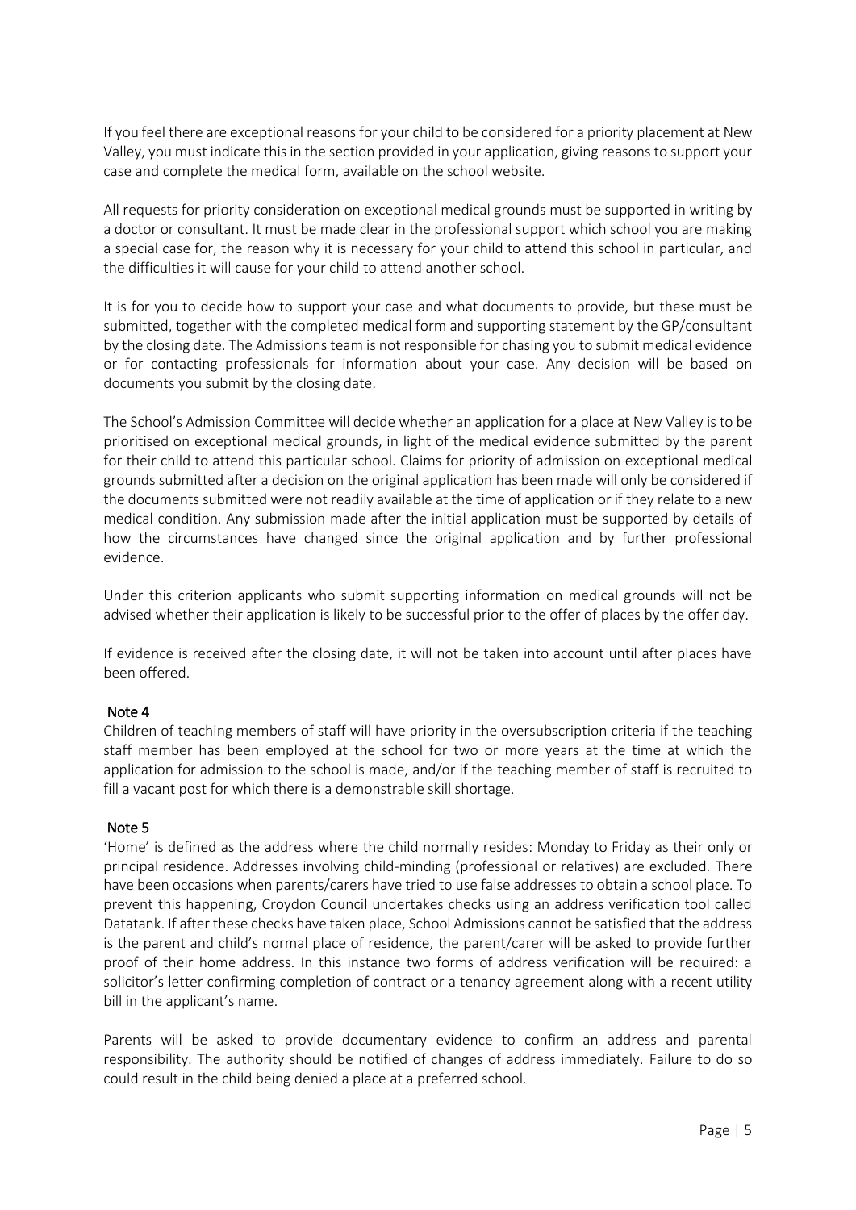If you feel there are exceptional reasons for your child to be considered for a priority placement at New Valley, you must indicate this in the section provided in your application, giving reasons to support your case and complete the medical form, available on the school website.

All requests for priority consideration on exceptional medical grounds must be supported in writing by a doctor or consultant. It must be made clear in the professional support which school you are making a special case for, the reason why it is necessary for your child to attend this school in particular, and the difficulties it will cause for your child to attend another school.

It is for you to decide how to support your case and what documents to provide, but these must be submitted, together with the completed medical form and supporting statement by the GP/consultant by the closing date. The Admissions team is not responsible for chasing you to submit medical evidence or for contacting professionals for information about your case. Any decision will be based on documents you submit by the closing date.

The School's Admission Committee will decide whether an application for a place at New Valley is to be prioritised on exceptional medical grounds, in light of the medical evidence submitted by the parent for their child to attend this particular school. Claims for priority of admission on exceptional medical grounds submitted after a decision on the original application has been made will only be considered if the documents submitted were not readily available at the time of application or if they relate to a new medical condition. Any submission made after the initial application must be supported by details of how the circumstances have changed since the original application and by further professional evidence.

Under this criterion applicants who submit supporting information on medical grounds will not be advised whether their application is likely to be successful prior to the offer of places by the offer day.

If evidence is received after the closing date, it will not be taken into account until after places have been offered.

### Note 4

Children of teaching members of staff will have priority in the oversubscription criteria if the teaching staff member has been employed at the school for two or more years at the time at which the application for admission to the school is made, and/or if the teaching member of staff is recruited to fill a vacant post for which there is a demonstrable skill shortage.

### Note 5

'Home' is defined as the address where the child normally resides: Monday to Friday as their only or principal residence. Addresses involving child-minding (professional or relatives) are excluded. There have been occasions when parents/carers have tried to use false addresses to obtain a school place. To prevent this happening, Croydon Council undertakes checks using an address verification tool called Datatank. If after these checks have taken place, School Admissions cannot be satisfied that the address is the parent and child's normal place of residence, the parent/carer will be asked to provide further proof of their home address. In this instance two forms of address verification will be required: a solicitor's letter confirming completion of contract or a tenancy agreement along with a recent utility bill in the applicant's name.

Parents will be asked to provide documentary evidence to confirm an address and parental responsibility. The authority should be notified of changes of address immediately. Failure to do so could result in the child being denied a place at a preferred school.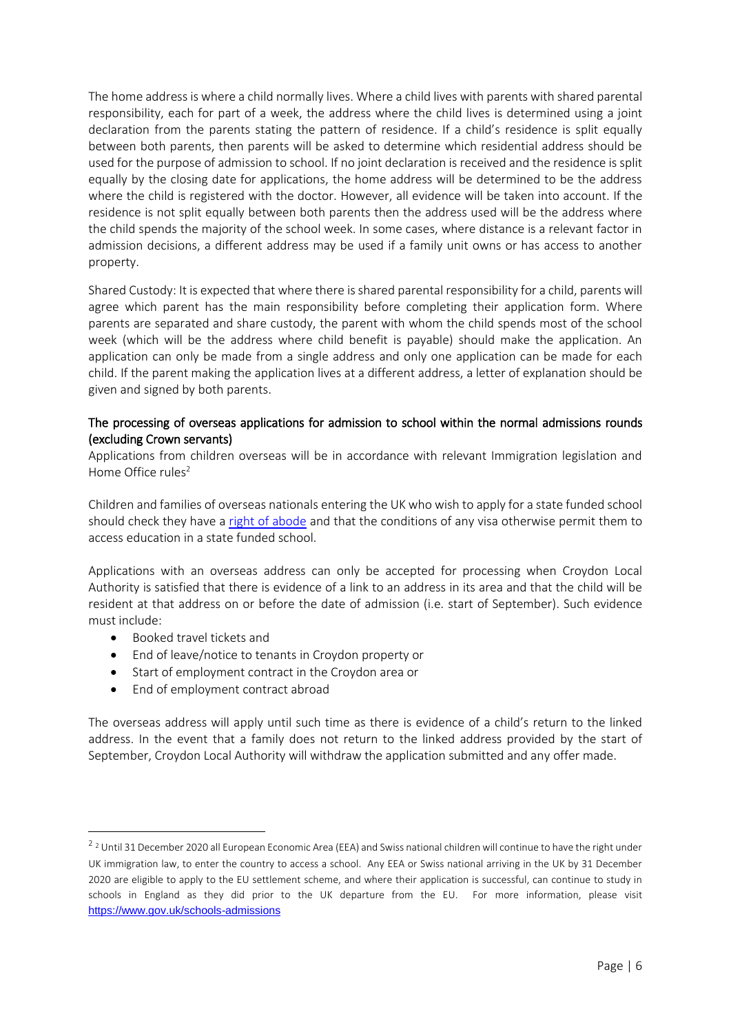The home address is where a child normally lives. Where a child lives with parents with shared parental responsibility, each for part of a week, the address where the child lives is determined using a joint declaration from the parents stating the pattern of residence. If a child's residence is split equally between both parents, then parents will be asked to determine which residential address should be used for the purpose of admission to school. If no joint declaration is received and the residence is split equally by the closing date for applications, the home address will be determined to be the address where the child is registered with the doctor. However, all evidence will be taken into account. If the residence is not split equally between both parents then the address used will be the address where the child spends the majority of the school week. In some cases, where distance is a relevant factor in admission decisions, a different address may be used if a family unit owns or has access to another property.

Shared Custody: It is expected that where there is shared parental responsibility for a child, parents will agree which parent has the main responsibility before completing their application form. Where parents are separated and share custody, the parent with whom the child spends most of the school week (which will be the address where child benefit is payable) should make the application. An application can only be made from a single address and only one application can be made for each child. If the parent making the application lives at a different address, a letter of explanation should be given and signed by both parents.

## The processing of overseas applications for admission to school within the normal admissions rounds (excluding Crown servants)

Applications from children overseas will be in accordance with relevant Immigration legislation and Home Office rules[2]

Children and families of overseas nationals entering the UK who wish to apply for a state funded school should check they have a [right of abode](https://www.gov.uk/right-of-abode) and that the conditions of any visa otherwise permit them to access education in a state funded school.

Applications with an overseas address can only be accepted for processing when Croydon Local Authority is satisfied that there is evidence of a link to an address in its area and that the child will be resident at that address on or before the date of admission (i.e. start of September). Such evidence must include:

- Booked travel tickets and
- End of leave/notice to tenants in Croydon property or
- Start of employment contract in the Croydon area or
- End of employment contract abroad

The overseas address will apply until such time as there is evidence of a child's return to the linked address. In the event that a family does not return to the linked address provided by the start of September, Croydon Local Authority will withdraw the application submitted and any offer made.

---

[2] [2] Until 31 December 2020 all European Economic Area (EEA) and Swiss national children will continue to have the right under UK immigration law, to enter the country to access a school. Any EEA or Swiss national arriving in the UK by 31 December 2020 are eligible to apply to the EU settlement scheme, and where their application is successful, can continue to study in schools in England as they did prior to the UK departure from the EU. For more information, please visit https://www.gov.uk/schools-admissions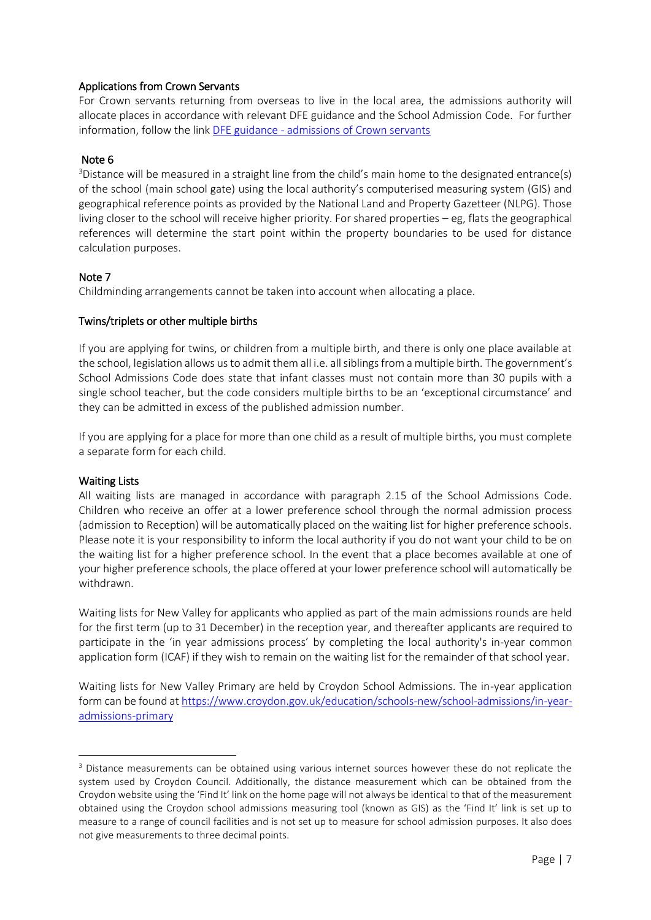### Applications from Crown Servants

For Crown servants returning from overseas to live in the local area, the admissions authority will allocate places in accordance with relevant DFE guidance and the School Admission Code. For further information, follow the link [DFE guidance - admissions of Crown servants]()

### Note 6

[3]Distance will be measured in a straight line from the child's main home to the designated entrance(s) of the school (main school gate) using the local authority's computerised measuring system (GIS) and geographical reference points as provided by the National Land and Property Gazetteer (NLPG). Those living closer to the school will receive higher priority. For shared properties – eg, flats the geographical references will determine the start point within the property boundaries to be used for distance calculation purposes.

### Note 7

Childminding arrangements cannot be taken into account when allocating a place.

### Twins/triplets or other multiple births

If you are applying for twins, or children from a multiple birth, and there is only one place available at the school, legislation allows us to admit them all i.e. all siblings from a multiple birth. The government's School Admissions Code does state that infant classes must not contain more than 30 pupils with a single school teacher, but the code considers multiple births to be an 'exceptional circumstance' and they can be admitted in excess of the published admission number.

If you are applying for a place for more than one child as a result of multiple births, you must complete a separate form for each child.

### Waiting Lists

All waiting lists are managed in accordance with paragraph 2.15 of the School Admissions Code. Children who receive an offer at a lower preference school through the normal admission process (admission to Reception) will be automatically placed on the waiting list for higher preference schools. Please note it is your responsibility to inform the local authority if you do not want your child to be on the waiting list for a higher preference school. In the event that a place becomes available at one of your higher preference schools, the place offered at your lower preference school will automatically be withdrawn.

Waiting lists for New Valley for applicants who applied as part of the main admissions rounds are held for the first term (up to 31 December) in the reception year, and thereafter applicants are required to participate in the 'in year admissions process' by completing the local authority's in-year common application form (ICAF) if they wish to remain on the waiting list for the remainder of that school year.

Waiting lists for New Valley Primary are held by Croydon School Admissions. The in-year application form can be found at https://www.croydon.gov.uk/education/schools-new/school-admissions/in-year-admissions-primary

---

[3] Distance measurements can be obtained using various internet sources however these do not replicate the system used by Croydon Council. Additionally, the distance measurement which can be obtained from the Croydon website using the 'Find It' link on the home page will not always be identical to that of the measurement obtained using the Croydon school admissions measuring tool (known as GIS) as the 'Find It' link is set up to measure to a range of council facilities and is not set up to measure for school admission purposes. It also does not give measurements to three decimal points.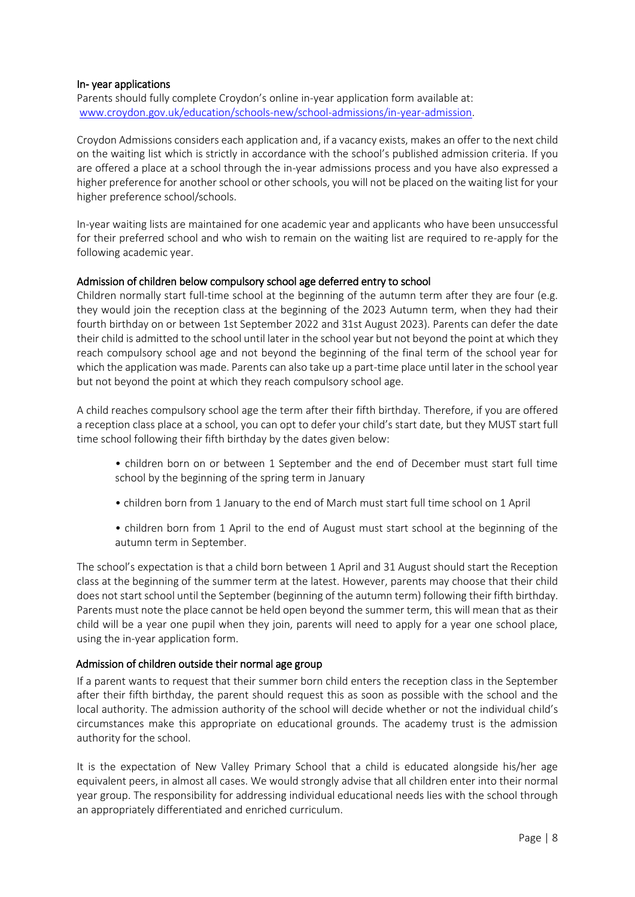### In- year applications

Parents should fully complete Croydon's online in-year application form available at: [www.croydon.gov.uk/education/schools-new/school-admissions/in-year-admission](www.croydon.gov.uk/education/schools-new/school-admissions/in-year-admission).

Croydon Admissions considers each application and, if a vacancy exists, makes an offer to the next child on the waiting list which is strictly in accordance with the school's published admission criteria. If you are offered a place at a school through the in-year admissions process and you have also expressed a higher preference for another school or other schools, you will not be placed on the waiting list for your higher preference school/schools.

In-year waiting lists are maintained for one academic year and applicants who have been unsuccessful for their preferred school and who wish to remain on the waiting list are required to re-apply for the following academic year.

### Admission of children below compulsory school age deferred entry to school

Children normally start full-time school at the beginning of the autumn term after they are four (e.g. they would join the reception class at the beginning of the 2023 Autumn term, when they had their fourth birthday on or between 1st September 2022 and 31st August 2023). Parents can defer the date their child is admitted to the school until later in the school year but not beyond the point at which they reach compulsory school age and not beyond the beginning of the final term of the school year for which the application was made. Parents can also take up a part-time place until later in the school year but not beyond the point at which they reach compulsory school age.

A child reaches compulsory school age the term after their fifth birthday. Therefore, if you are offered a reception class place at a school, you can opt to defer your child's start date, but they MUST start full time school following their fifth birthday by the dates given below:

- children born on or between 1 September and the end of December must start full time school by the beginning of the spring term in January
- children born from 1 January to the end of March must start full time school on 1 April
- children born from 1 April to the end of August must start school at the beginning of the autumn term in September.

The school's expectation is that a child born between 1 April and 31 August should start the Reception class at the beginning of the summer term at the latest. However, parents may choose that their child does not start school until the September (beginning of the autumn term) following their fifth birthday. Parents must note the place cannot be held open beyond the summer term, this will mean that as their child will be a year one pupil when they join, parents will need to apply for a year one school place, using the in-year application form.

### Admission of children outside their normal age group

If a parent wants to request that their summer born child enters the reception class in the September after their fifth birthday, the parent should request this as soon as possible with the school and the local authority. The admission authority of the school will decide whether or not the individual child's circumstances make this appropriate on educational grounds. The academy trust is the admission authority for the school.

It is the expectation of New Valley Primary School that a child is educated alongside his/her age equivalent peers, in almost all cases. We would strongly advise that all children enter into their normal year group. The responsibility for addressing individual educational needs lies with the school through an appropriately differentiated and enriched curriculum.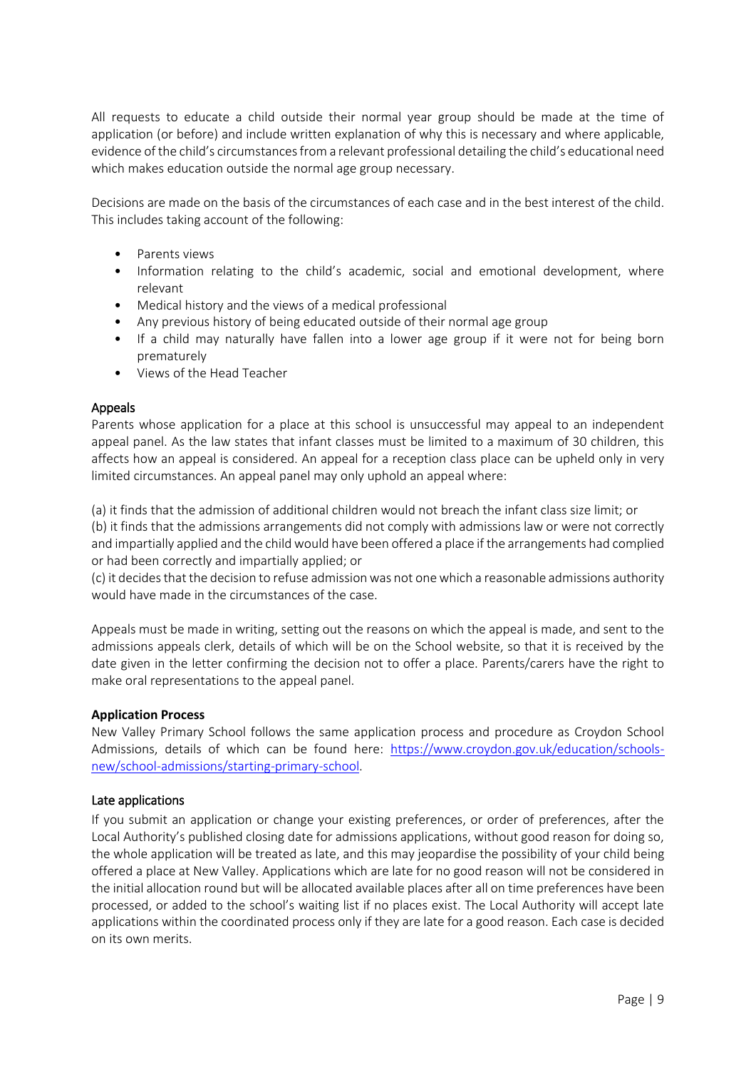All requests to educate a child outside their normal year group should be made at the time of application (or before) and include written explanation of why this is necessary and where applicable, evidence of the child's circumstances from a relevant professional detailing the child's educational need which makes education outside the normal age group necessary.

Decisions are made on the basis of the circumstances of each case and in the best interest of the child. This includes taking account of the following:

- Parents views
- Information relating to the child's academic, social and emotional development, where relevant
- Medical history and the views of a medical professional
- Any previous history of being educated outside of their normal age group
- If a child may naturally have fallen into a lower age group if it were not for being born prematurely
- Views of the Head Teacher

## Appeals

Parents whose application for a place at this school is unsuccessful may appeal to an independent appeal panel. As the law states that infant classes must be limited to a maximum of 30 children, this affects how an appeal is considered. An appeal for a reception class place can be upheld only in very limited circumstances. An appeal panel may only uphold an appeal where:

(a) it finds that the admission of additional children would not breach the infant class size limit; or
(b) it finds that the admissions arrangements did not comply with admissions law or were not correctly and impartially applied and the child would have been offered a place if the arrangements had complied or had been correctly and impartially applied; or
(c) it decides that the decision to refuse admission was not one which a reasonable admissions authority would have made in the circumstances of the case.

Appeals must be made in writing, setting out the reasons on which the appeal is made, and sent to the admissions appeals clerk, details of which will be on the School website, so that it is received by the date given in the letter confirming the decision not to offer a place. Parents/carers have the right to make oral representations to the appeal panel.

## Application Process

New Valley Primary School follows the same application process and procedure as Croydon School Admissions, details of which can be found here: [https://www.croydon.gov.uk/education/schools-new/school-admissions/starting-primary-school](https://www.croydon.gov.uk/education/schools-new/school-admissions/starting-primary-school).

## Late applications

If you submit an application or change your existing preferences, or order of preferences, after the Local Authority's published closing date for admissions applications, without good reason for doing so, the whole application will be treated as late, and this may jeopardise the possibility of your child being offered a place at New Valley. Applications which are late for no good reason will not be considered in the initial allocation round but will be allocated available places after all on time preferences have been processed, or added to the school's waiting list if no places exist. The Local Authority will accept late applications within the coordinated process only if they are late for a good reason. Each case is decided on its own merits.